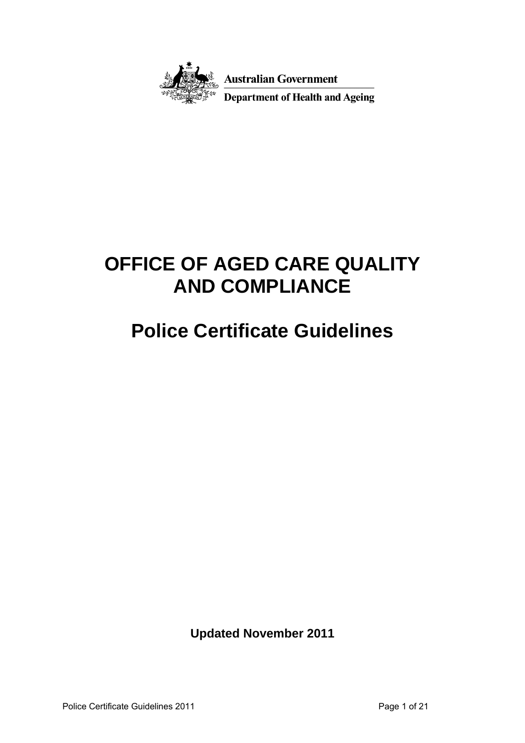Australian Government

Department of Health and Ageing

# OFFICE OF AGED CARE QUALITY AND COMPLIANCE

# Police Certificate Guidelines

**Updated November 2011**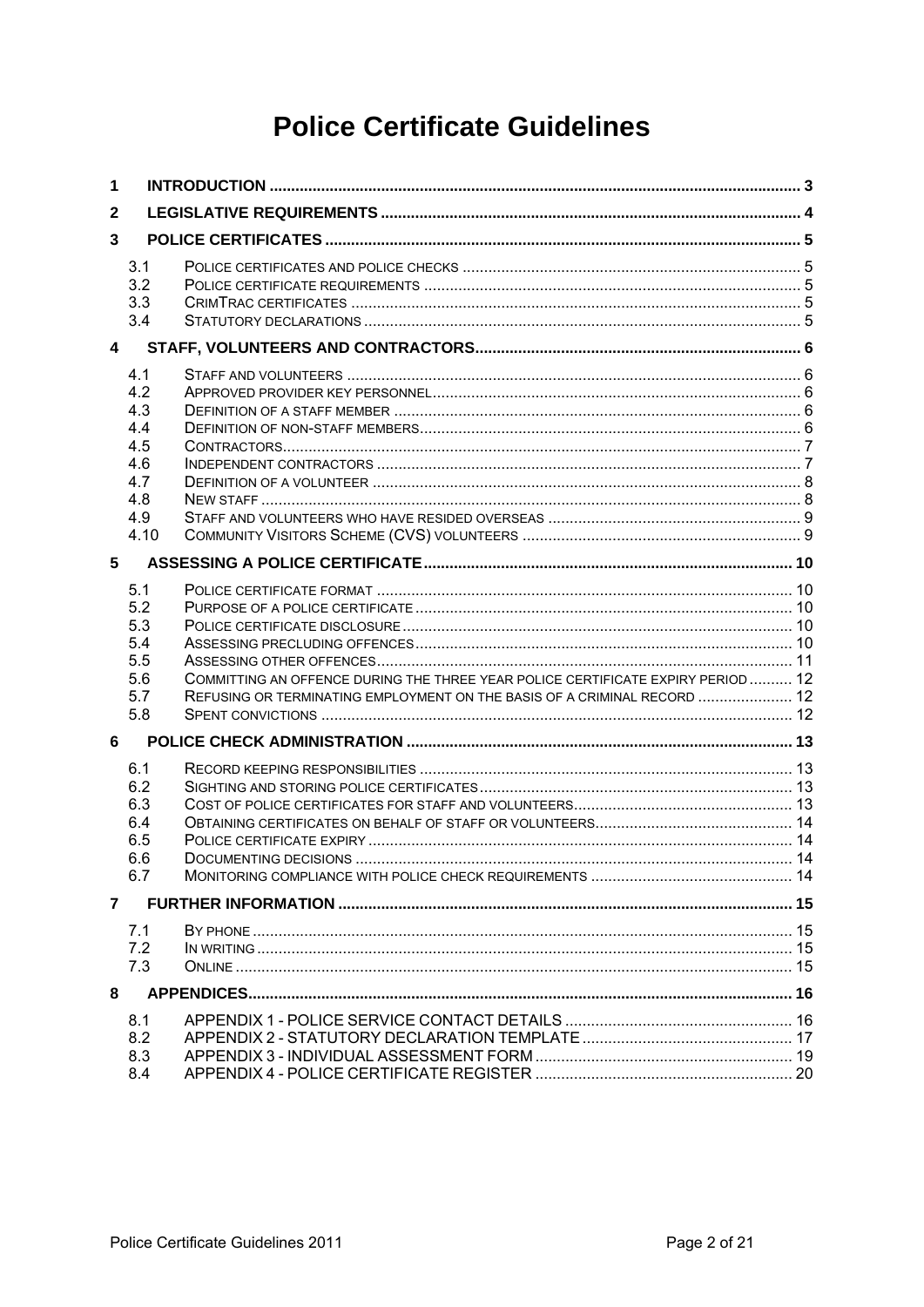# Police Certificate Guidelines

| | | |
|---|---|---|
| **1** | **INTRODUCTION** | **3** |
| **2** | **LEGISLATIVE REQUIREMENTS** | **4** |
| **3** | **POLICE CERTIFICATES** | **5** |
| 3.1 | POLICE CERTIFICATES AND POLICE CHECKS | 5 |
| 3.2 | POLICE CERTIFICATE REQUIREMENTS | 5 |
| 3.3 | CRIMTRAC CERTIFICATES | 5 |
| 3.4 | STATUTORY DECLARATIONS | 5 |
| **4** | **STAFF, VOLUNTEERS AND CONTRACTORS** | **6** |
| 4.1 | STAFF AND VOLUNTEERS | 6 |
| 4.2 | APPROVED PROVIDER KEY PERSONNEL | 6 |
| 4.3 | DEFINITION OF A STAFF MEMBER | 6 |
| 4.4 | DEFINITION OF NON-STAFF MEMBERS | 6 |
| 4.5 | CONTRACTORS | 7 |
| 4.6 | INDEPENDENT CONTRACTORS | 7 |
| 4.7 | DEFINITION OF A VOLUNTEER | 8 |
| 4.8 | NEW STAFF | 8 |
| 4.9 | STAFF AND VOLUNTEERS WHO HAVE RESIDED OVERSEAS | 9 |
| 4.10 | COMMUNITY VISITORS SCHEME (CVS) VOLUNTEERS | 9 |
| **5** | **ASSESSING A POLICE CERTIFICATE** | **10** |
| 5.1 | POLICE CERTIFICATE FORMAT | 10 |
| 5.2 | PURPOSE OF A POLICE CERTIFICATE | 10 |
| 5.3 | POLICE CERTIFICATE DISCLOSURE | 10 |
| 5.4 | ASSESSING PRECLUDING OFFENCES | 10 |
| 5.5 | ASSESSING OTHER OFFENCES | 11 |
| 5.6 | COMMITTING AN OFFENCE DURING THE THREE YEAR POLICE CERTIFICATE EXPIRY PERIOD | 12 |
| 5.7 | REFUSING OR TERMINATING EMPLOYMENT ON THE BASIS OF A CRIMINAL RECORD | 12 |
| 5.8 | SPENT CONVICTIONS | 12 |
| **6** | **POLICE CHECK ADMINISTRATION** | **13** |
| 6.1 | RECORD KEEPING RESPONSIBILITIES | 13 |
| 6.2 | SIGHTING AND STORING POLICE CERTIFICATES | 13 |
| 6.3 | COST OF POLICE CERTIFICATES FOR STAFF AND VOLUNTEERS | 13 |
| 6.4 | OBTAINING CERTIFICATES ON BEHALF OF STAFF OR VOLUNTEERS | 14 |
| 6.5 | POLICE CERTIFICATE EXPIRY | 14 |
| 6.6 | DOCUMENTING DECISIONS | 14 |
| 6.7 | MONITORING COMPLIANCE WITH POLICE CHECK REQUIREMENTS | 14 |
| **7** | **FURTHER INFORMATION** | **15** |
| 7.1 | BY PHONE | 15 |
| 7.2 | IN WRITING | 15 |
| 7.3 | ONLINE | 15 |
| **8** | **APPENDICES** | **16** |
| 8.1 | APPENDIX 1 - POLICE SERVICE CONTACT DETAILS | 16 |
| 8.2 | APPENDIX 2 - STATUTORY DECLARATION TEMPLATE | 17 |
| 8.3 | APPENDIX 3 - INDIVIDUAL ASSESSMENT FORM | 19 |
| 8.4 | APPENDIX 4 - POLICE CERTIFICATE REGISTER | 20 |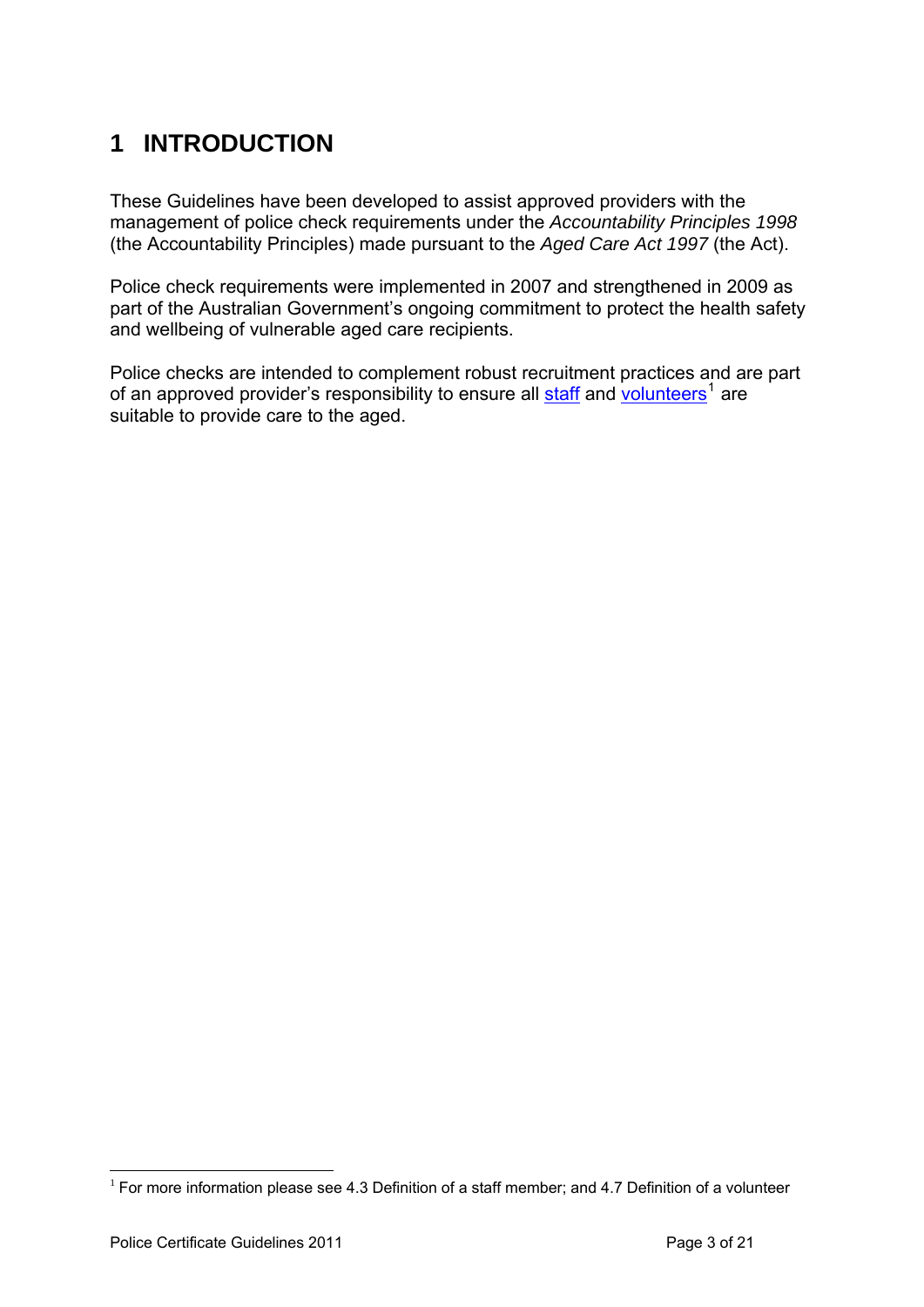# 1 INTRODUCTION

These Guidelines have been developed to assist approved providers with the management of police check requirements under the *Accountability Principles 1998* (the Accountability Principles) made pursuant to the *Aged Care Act 1997* (the Act).

Police check requirements were implemented in 2007 and strengthened in 2009 as part of the Australian Government's ongoing commitment to protect the health safety and wellbeing of vulnerable aged care recipients.

Police checks are intended to complement robust recruitment practices and are part of an approved provider's responsibility to ensure all staff and volunteers[1] are suitable to provide care to the aged.

[1] For more information please see 4.3 Definition of a staff member; and 4.7 Definition of a volunteer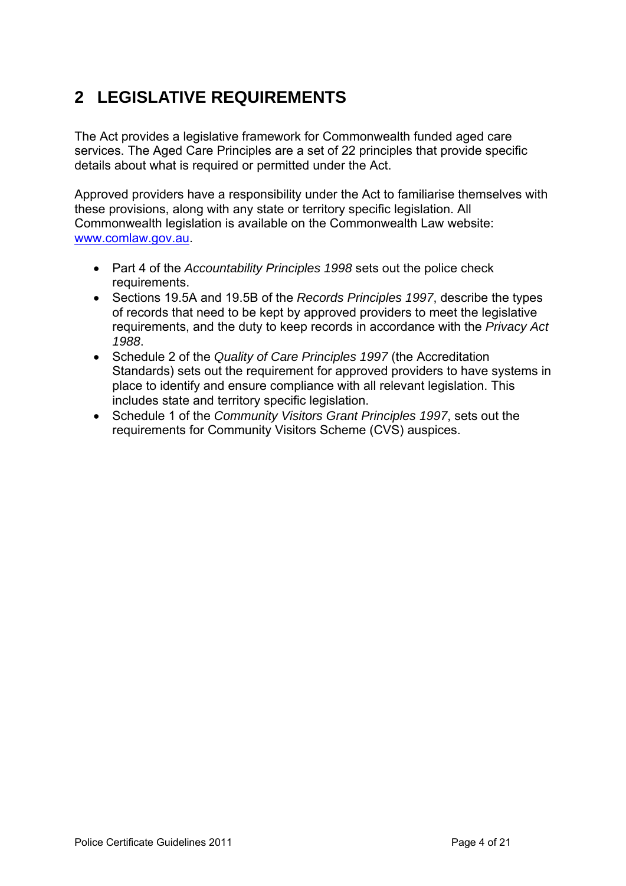# 2 LEGISLATIVE REQUIREMENTS

The Act provides a legislative framework for Commonwealth funded aged care services. The Aged Care Principles are a set of 22 principles that provide specific details about what is required or permitted under the Act.

Approved providers have a responsibility under the Act to familiarise themselves with these provisions, along with any state or territory specific legislation. All Commonwealth legislation is available on the Commonwealth Law website: [www.comlaw.gov.au](http://www.comlaw.gov.au).

- Part 4 of the *Accountability Principles 1998* sets out the police check requirements.
- Sections 19.5A and 19.5B of the *Records Principles 1997*, describe the types of records that need to be kept by approved providers to meet the legislative requirements, and the duty to keep records in accordance with the *Privacy Act 1988*.
- Schedule 2 of the *Quality of Care Principles 1997* (the Accreditation Standards) sets out the requirement for approved providers to have systems in place to identify and ensure compliance with all relevant legislation. This includes state and territory specific legislation.
- Schedule 1 of the *Community Visitors Grant Principles 1997*, sets out the requirements for Community Visitors Scheme (CVS) auspices.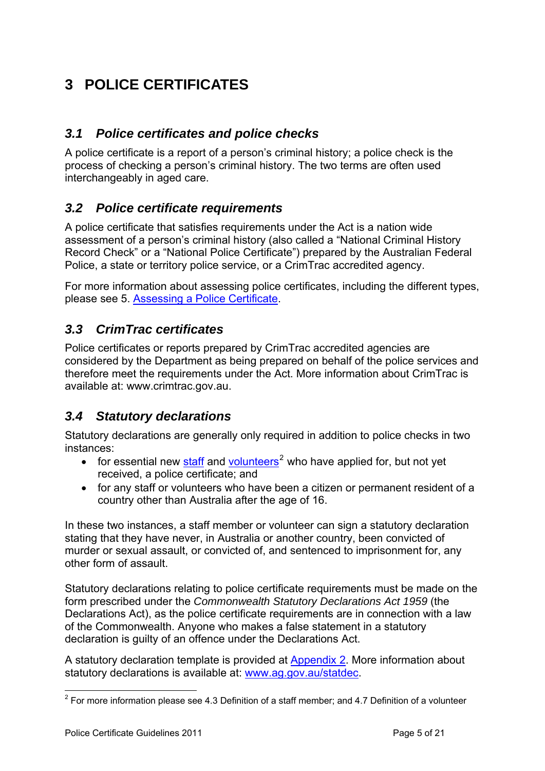# 3 POLICE CERTIFICATES

## *3.1 Police certificates and police checks*

A police certificate is a report of a person's criminal history; a police check is the process of checking a person's criminal history. The two terms are often used interchangeably in aged care.

## *3.2 Police certificate requirements*

A police certificate that satisfies requirements under the Act is a nation wide assessment of a person's criminal history (also called a "National Criminal History Record Check" or a "National Police Certificate") prepared by the Australian Federal Police, a state or territory police service, or a CrimTrac accredited agency.

For more information about assessing police certificates, including the different types, please see 5. Assessing a Police Certificate.

## *3.3 CrimTrac certificates*

Police certificates or reports prepared by CrimTrac accredited agencies are considered by the Department as being prepared on behalf of the police services and therefore meet the requirements under the Act. More information about CrimTrac is available at: www.crimtrac.gov.au.

## *3.4 Statutory declarations*

Statutory declarations are generally only required in addition to police checks in two instances:

- for essential new staff and volunteers[2] who have applied for, but not yet received, a police certificate; and
- for any staff or volunteers who have been a citizen or permanent resident of a country other than Australia after the age of 16.

In these two instances, a staff member or volunteer can sign a statutory declaration stating that they have never, in Australia or another country, been convicted of murder or sexual assault, or convicted of, and sentenced to imprisonment for, any other form of assault.

Statutory declarations relating to police certificate requirements must be made on the form prescribed under the *Commonwealth Statutory Declarations Act 1959* (the Declarations Act), as the police certificate requirements are in connection with a law of the Commonwealth. Anyone who makes a false statement in a statutory declaration is guilty of an offence under the Declarations Act.

A statutory declaration template is provided at Appendix 2. More information about statutory declarations is available at: www.ag.gov.au/statdec.

---

[2] For more information please see 4.3 Definition of a staff member; and 4.7 Definition of a volunteer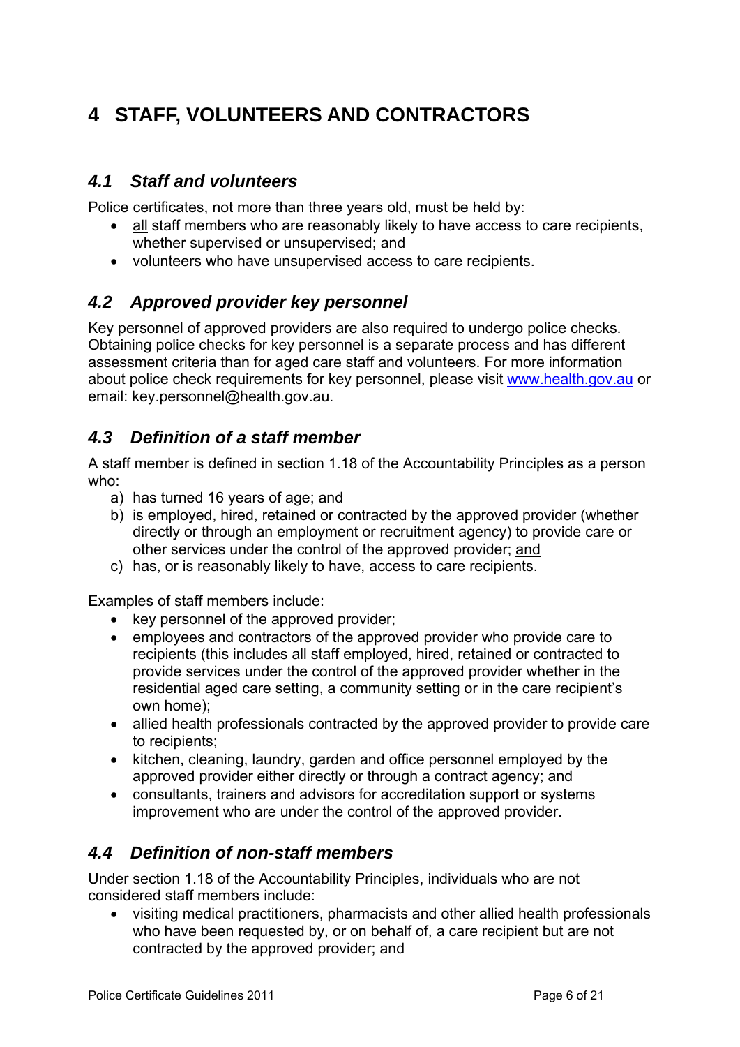# 4 STAFF, VOLUNTEERS AND CONTRACTORS

## *4.1 Staff and volunteers*

Police certificates, not more than three years old, must be held by:

- <u>all</u> staff members who are reasonably likely to have access to care recipients, whether supervised or unsupervised; and
- volunteers who have unsupervised access to care recipients.

## *4.2 Approved provider key personnel*

Key personnel of approved providers are also required to undergo police checks. Obtaining police checks for key personnel is a separate process and has different assessment criteria than for aged care staff and volunteers. For more information about police check requirements for key personnel, please visit [www.health.gov.au](http://www.health.gov.au) or email: key.personnel@health.gov.au.

## *4.3 Definition of a staff member*

A staff member is defined in section 1.18 of the Accountability Principles as a person who:

a) has turned 16 years of age; <u>and</u>
b) is employed, hired, retained or contracted by the approved provider (whether directly or through an employment or recruitment agency) to provide care or other services under the control of the approved provider; <u>and</u>
c) has, or is reasonably likely to have, access to care recipients.

Examples of staff members include:

- key personnel of the approved provider;
- employees and contractors of the approved provider who provide care to recipients (this includes all staff employed, hired, retained or contracted to provide services under the control of the approved provider whether in the residential aged care setting, a community setting or in the care recipient's own home);
- allied health professionals contracted by the approved provider to provide care to recipients;
- kitchen, cleaning, laundry, garden and office personnel employed by the approved provider either directly or through a contract agency; and
- consultants, trainers and advisors for accreditation support or systems improvement who are under the control of the approved provider.

## *4.4 Definition of non-staff members*

Under section 1.18 of the Accountability Principles, individuals who are not considered staff members include:

- visiting medical practitioners, pharmacists and other allied health professionals who have been requested by, or on behalf of, a care recipient but are not contracted by the approved provider; and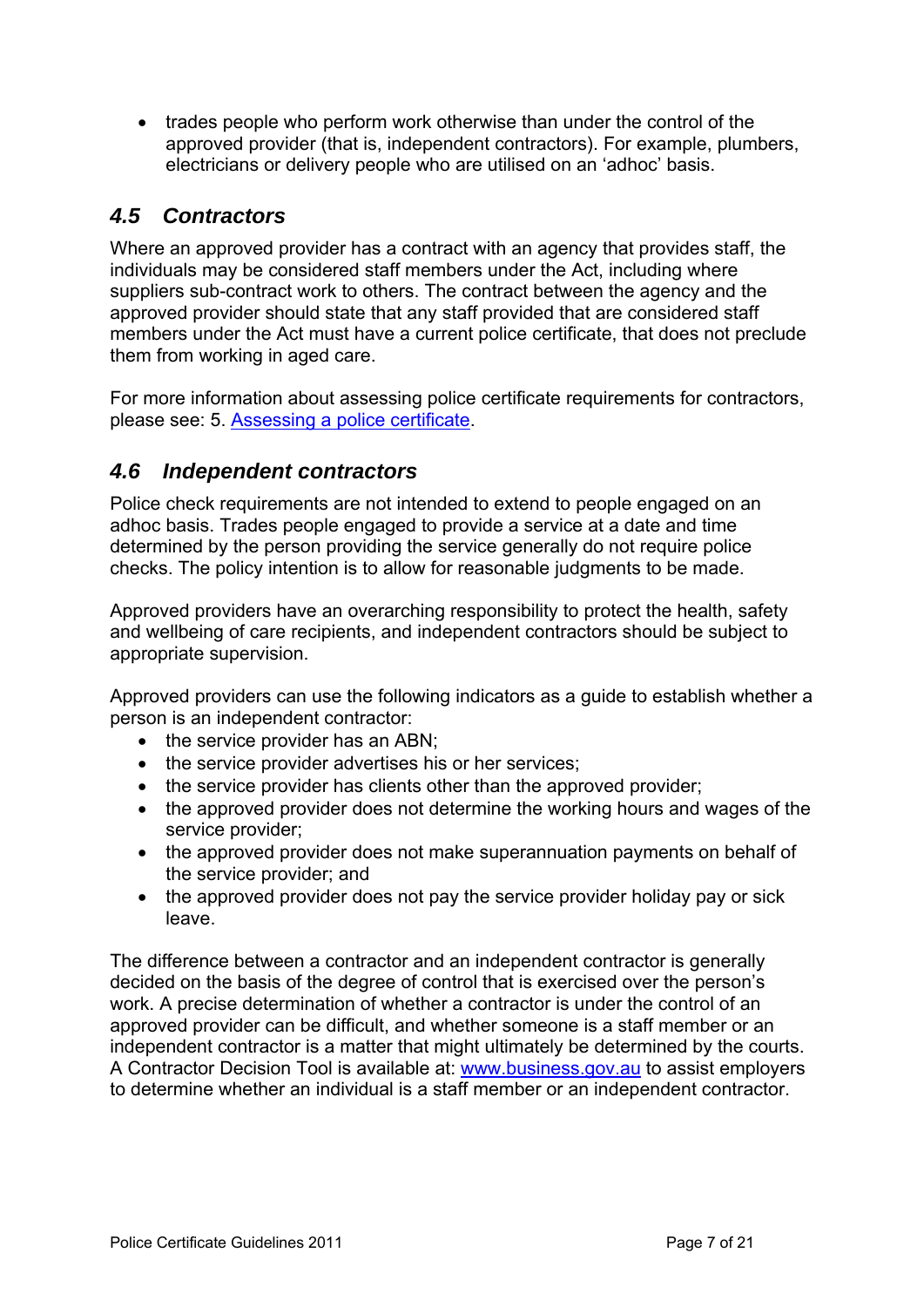- trades people who perform work otherwise than under the control of the approved provider (that is, independent contractors). For example, plumbers, electricians or delivery people who are utilised on an 'adhoc' basis.

## *4.5 Contractors*

Where an approved provider has a contract with an agency that provides staff, the individuals may be considered staff members under the Act, including where suppliers sub-contract work to others. The contract between the agency and the approved provider should state that any staff provided that are considered staff members under the Act must have a current police certificate, that does not preclude them from working in aged care.

For more information about assessing police certificate requirements for contractors, please see: 5. [Assessing a police certificate](#).

## *4.6 Independent contractors*

Police check requirements are not intended to extend to people engaged on an adhoc basis. Trades people engaged to provide a service at a date and time determined by the person providing the service generally do not require police checks. The policy intention is to allow for reasonable judgments to be made.

Approved providers have an overarching responsibility to protect the health, safety and wellbeing of care recipients, and independent contractors should be subject to appropriate supervision.

Approved providers can use the following indicators as a guide to establish whether a person is an independent contractor:

- the service provider has an ABN;
- the service provider advertises his or her services;
- the service provider has clients other than the approved provider;
- the approved provider does not determine the working hours and wages of the service provider;
- the approved provider does not make superannuation payments on behalf of the service provider; and
- the approved provider does not pay the service provider holiday pay or sick leave.

The difference between a contractor and an independent contractor is generally decided on the basis of the degree of control that is exercised over the person's work. A precise determination of whether a contractor is under the control of an approved provider can be difficult, and whether someone is a staff member or an independent contractor is a matter that might ultimately be determined by the courts. A Contractor Decision Tool is available at: [www.business.gov.au](http://www.business.gov.au) to assist employers to determine whether an individual is a staff member or an independent contractor.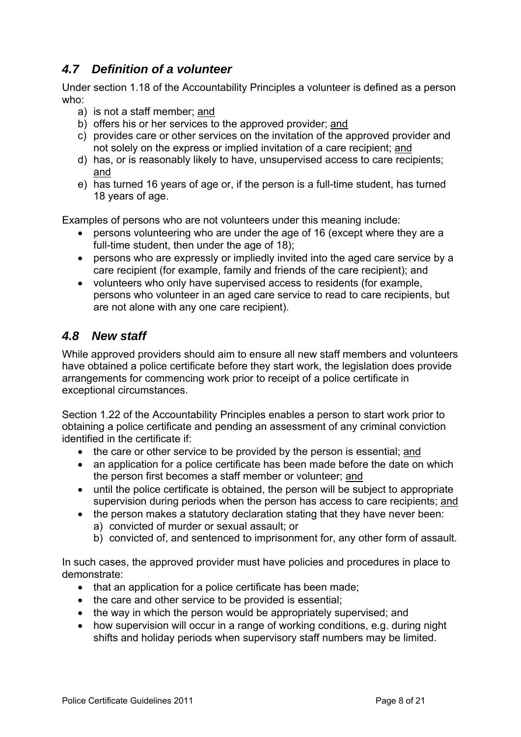## *4.7 Definition of a volunteer*

Under section 1.18 of the Accountability Principles a volunteer is defined as a person who:

a) is not a staff member; <u>and</u>
b) offers his or her services to the approved provider; <u>and</u>
c) provides care or other services on the invitation of the approved provider and not solely on the express or implied invitation of a care recipient; <u>and</u>
d) has, or is reasonably likely to have, unsupervised access to care recipients; <u>and</u>
e) has turned 16 years of age or, if the person is a full-time student, has turned 18 years of age.

Examples of persons who are not volunteers under this meaning include:

- persons volunteering who are under the age of 16 (except where they are a full-time student, then under the age of 18);
- persons who are expressly or impliedly invited into the aged care service by a care recipient (for example, family and friends of the care recipient); and
- volunteers who only have supervised access to residents (for example, persons who volunteer in an aged care service to read to care recipients, but are not alone with any one care recipient).

## *4.8 New staff*

While approved providers should aim to ensure all new staff members and volunteers have obtained a police certificate before they start work, the legislation does provide arrangements for commencing work prior to receipt of a police certificate in exceptional circumstances.

Section 1.22 of the Accountability Principles enables a person to start work prior to obtaining a police certificate and pending an assessment of any criminal conviction identified in the certificate if:

- the care or other service to be provided by the person is essential; <u>and</u>
- an application for a police certificate has been made before the date on which the person first becomes a staff member or volunteer; <u>and</u>
- until the police certificate is obtained, the person will be subject to appropriate supervision during periods when the person has access to care recipients; <u>and</u>
- the person makes a statutory declaration stating that they have never been:
  a) convicted of murder or sexual assault; or
  b) convicted of, and sentenced to imprisonment for, any other form of assault.

In such cases, the approved provider must have policies and procedures in place to demonstrate:

- that an application for a police certificate has been made;
- the care and other service to be provided is essential;
- the way in which the person would be appropriately supervised; and
- how supervision will occur in a range of working conditions, e.g. during night shifts and holiday periods when supervisory staff numbers may be limited.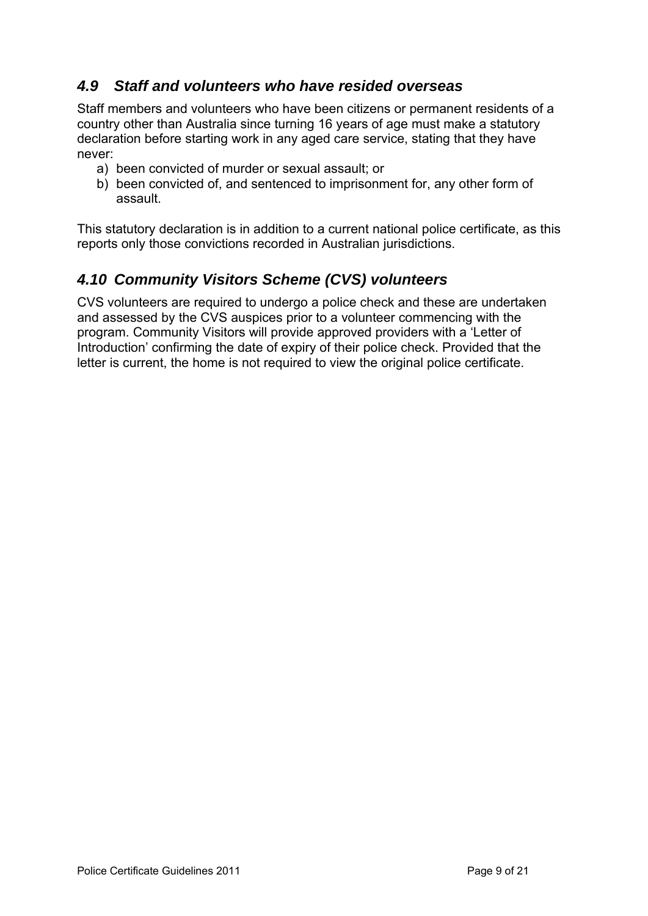## *4.9 Staff and volunteers who have resided overseas*

Staff members and volunteers who have been citizens or permanent residents of a country other than Australia since turning 16 years of age must make a statutory declaration before starting work in any aged care service, stating that they have never:

a) been convicted of murder or sexual assault; or
b) been convicted of, and sentenced to imprisonment for, any other form of assault.

This statutory declaration is in addition to a current national police certificate, as this reports only those convictions recorded in Australian jurisdictions.

## *4.10 Community Visitors Scheme (CVS) volunteers*

CVS volunteers are required to undergo a police check and these are undertaken and assessed by the CVS auspices prior to a volunteer commencing with the program. Community Visitors will provide approved providers with a 'Letter of Introduction' confirming the date of expiry of their police check. Provided that the letter is current, the home is not required to view the original police certificate.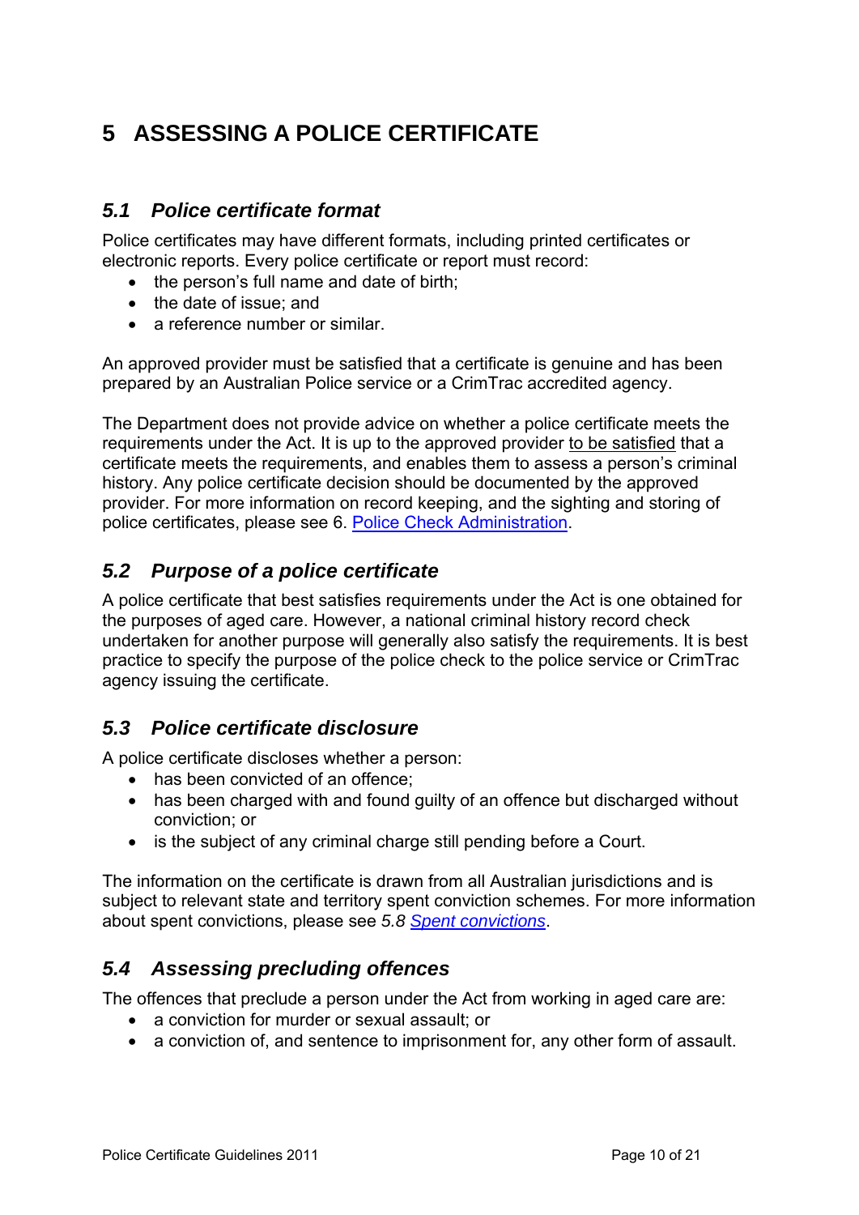# 5 ASSESSING A POLICE CERTIFICATE

## *5.1 Police certificate format*

Police certificates may have different formats, including printed certificates or electronic reports. Every police certificate or report must record:

- the person's full name and date of birth;
- the date of issue; and
- a reference number or similar.

An approved provider must be satisfied that a certificate is genuine and has been prepared by an Australian Police service or a CrimTrac accredited agency.

The Department does not provide advice on whether a police certificate meets the requirements under the Act. It is up to the approved provider to be satisfied that a certificate meets the requirements, and enables them to assess a person's criminal history. Any police certificate decision should be documented by the approved provider. For more information on record keeping, and the sighting and storing of police certificates, please see 6. Police Check Administration.

## *5.2 Purpose of a police certificate*

A police certificate that best satisfies requirements under the Act is one obtained for the purposes of aged care. However, a national criminal history record check undertaken for another purpose will generally also satisfy the requirements. It is best practice to specify the purpose of the police check to the police service or CrimTrac agency issuing the certificate.

## *5.3 Police certificate disclosure*

A police certificate discloses whether a person:

- has been convicted of an offence;
- has been charged with and found guilty of an offence but discharged without conviction; or
- is the subject of any criminal charge still pending before a Court.

The information on the certificate is drawn from all Australian jurisdictions and is subject to relevant state and territory spent conviction schemes. For more information about spent convictions, please see *5.8 Spent convictions*.

## *5.4 Assessing precluding offences*

The offences that preclude a person under the Act from working in aged care are:

- a conviction for murder or sexual assault; or
- a conviction of, and sentence to imprisonment for, any other form of assault.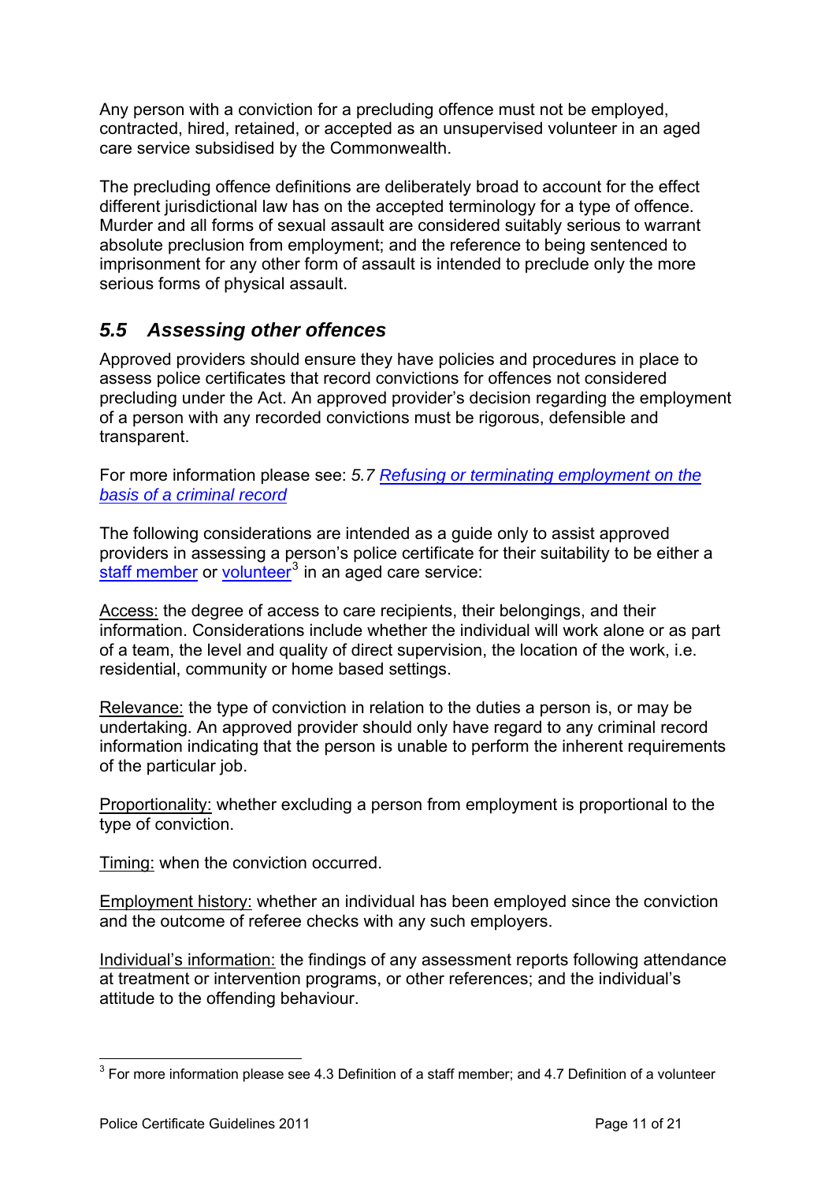Any person with a conviction for a precluding offence must not be employed, contracted, hired, retained, or accepted as an unsupervised volunteer in an aged care service subsidised by the Commonwealth.

The precluding offence definitions are deliberately broad to account for the effect different jurisdictional law has on the accepted terminology for a type of offence. Murder and all forms of sexual assault are considered suitably serious to warrant absolute preclusion from employment; and the reference to being sentenced to imprisonment for any other form of assault is intended to preclude only the more serious forms of physical assault.

## *5.5 Assessing other offences*

Approved providers should ensure they have policies and procedures in place to assess police certificates that record convictions for offences not considered precluding under the Act. An approved provider's decision regarding the employment of a person with any recorded convictions must be rigorous, defensible and transparent.

For more information please see: *5.7 Refusing or terminating employment on the basis of a criminal record*

The following considerations are intended as a guide only to assist approved providers in assessing a person's police certificate for their suitability to be either a staff member or volunteer[3] in an aged care service:

Access: the degree of access to care recipients, their belongings, and their information. Considerations include whether the individual will work alone or as part of a team, the level and quality of direct supervision, the location of the work, i.e. residential, community or home based settings.

Relevance: the type of conviction in relation to the duties a person is, or may be undertaking. An approved provider should only have regard to any criminal record information indicating that the person is unable to perform the inherent requirements of the particular job.

Proportionality: whether excluding a person from employment is proportional to the type of conviction.

Timing: when the conviction occurred.

Employment history: whether an individual has been employed since the conviction and the outcome of referee checks with any such employers.

Individual's information: the findings of any assessment reports following attendance at treatment or intervention programs, or other references; and the individual's attitude to the offending behaviour.

[3] For more information please see 4.3 Definition of a staff member; and 4.7 Definition of a volunteer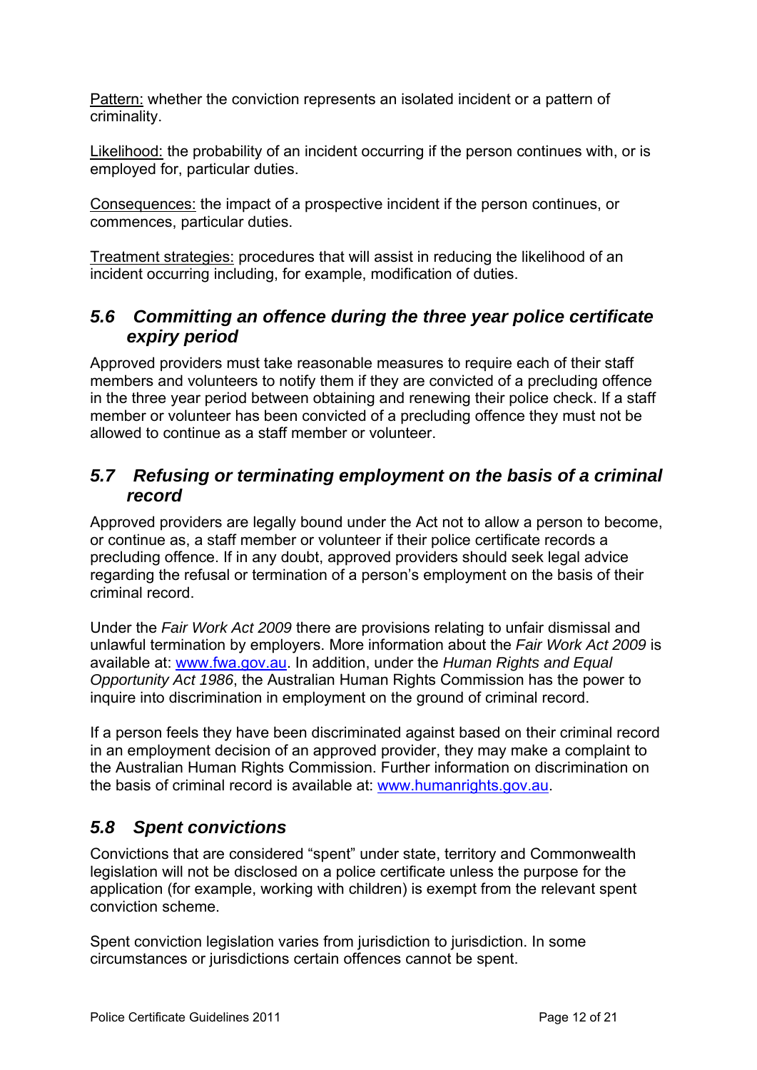Pattern: whether the conviction represents an isolated incident or a pattern of criminality.

Likelihood: the probability of an incident occurring if the person continues with, or is employed for, particular duties.

Consequences: the impact of a prospective incident if the person continues, or commences, particular duties.

Treatment strategies: procedures that will assist in reducing the likelihood of an incident occurring including, for example, modification of duties.

### *5.6 Committing an offence during the three year police certificate expiry period*

Approved providers must take reasonable measures to require each of their staff members and volunteers to notify them if they are convicted of a precluding offence in the three year period between obtaining and renewing their police check. If a staff member or volunteer has been convicted of a precluding offence they must not be allowed to continue as a staff member or volunteer.

### *5.7 Refusing or terminating employment on the basis of a criminal record*

Approved providers are legally bound under the Act not to allow a person to become, or continue as, a staff member or volunteer if their police certificate records a precluding offence. If in any doubt, approved providers should seek legal advice regarding the refusal or termination of a person's employment on the basis of their criminal record.

Under the *Fair Work Act 2009* there are provisions relating to unfair dismissal and unlawful termination by employers. More information about the *Fair Work Act 2009* is available at: www.fwa.gov.au. In addition, under the *Human Rights and Equal Opportunity Act 1986*, the Australian Human Rights Commission has the power to inquire into discrimination in employment on the ground of criminal record.

If a person feels they have been discriminated against based on their criminal record in an employment decision of an approved provider, they may make a complaint to the Australian Human Rights Commission. Further information on discrimination on the basis of criminal record is available at: www.humanrights.gov.au.

### *5.8 Spent convictions*

Convictions that are considered "spent" under state, territory and Commonwealth legislation will not be disclosed on a police certificate unless the purpose for the application (for example, working with children) is exempt from the relevant spent conviction scheme.

Spent conviction legislation varies from jurisdiction to jurisdiction. In some circumstances or jurisdictions certain offences cannot be spent.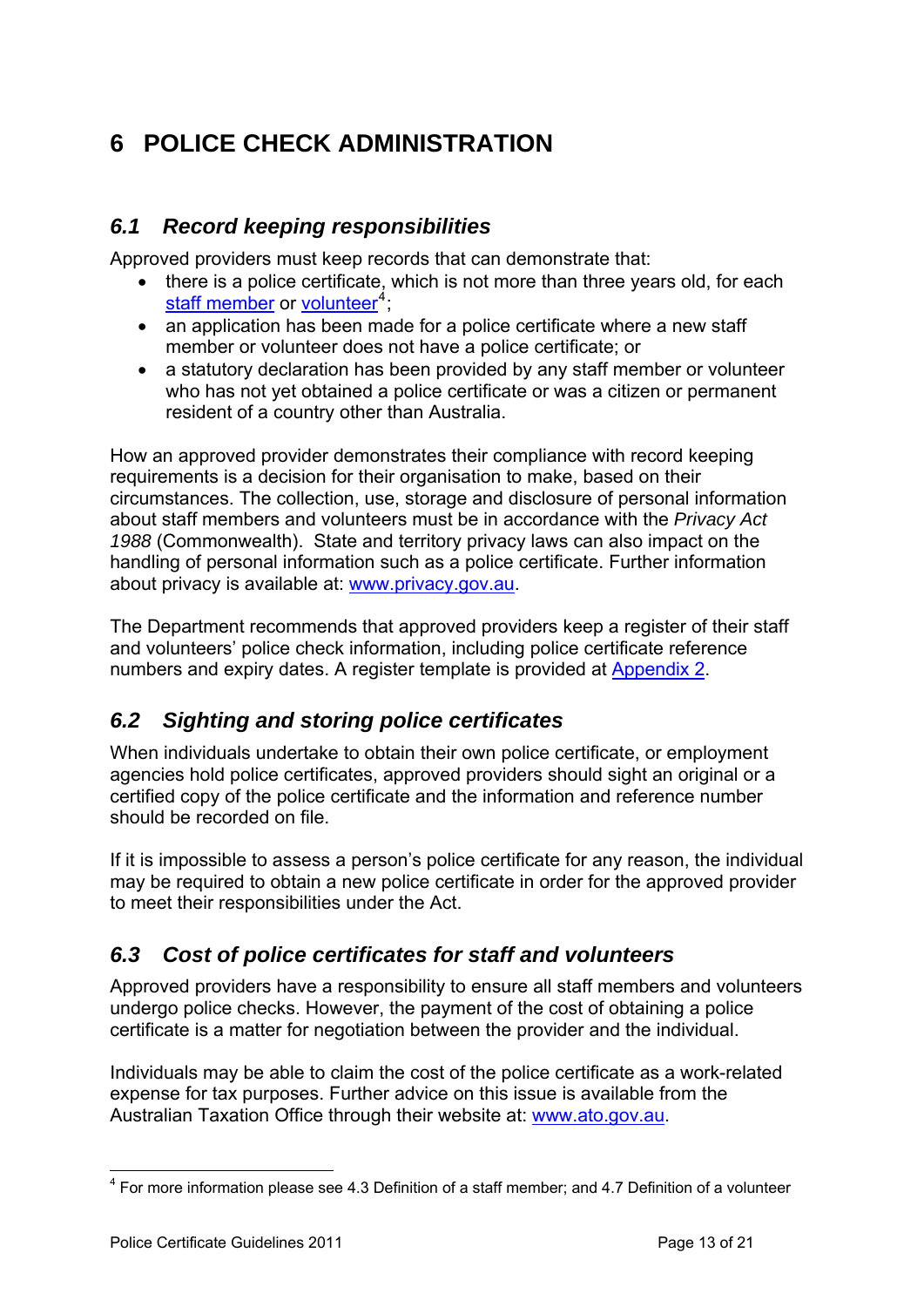# 6 POLICE CHECK ADMINISTRATION

## *6.1 Record keeping responsibilities*

Approved providers must keep records that can demonstrate that:

- there is a police certificate, which is not more than three years old, for each staff member or volunteer[4];
- an application has been made for a police certificate where a new staff member or volunteer does not have a police certificate; or
- a statutory declaration has been provided by any staff member or volunteer who has not yet obtained a police certificate or was a citizen or permanent resident of a country other than Australia.

How an approved provider demonstrates their compliance with record keeping requirements is a decision for their organisation to make, based on their circumstances. The collection, use, storage and disclosure of personal information about staff members and volunteers must be in accordance with the *Privacy Act 1988* (Commonwealth). State and territory privacy laws can also impact on the handling of personal information such as a police certificate. Further information about privacy is available at: www.privacy.gov.au.

The Department recommends that approved providers keep a register of their staff and volunteers' police check information, including police certificate reference numbers and expiry dates. A register template is provided at Appendix 2.

## *6.2 Sighting and storing police certificates*

When individuals undertake to obtain their own police certificate, or employment agencies hold police certificates, approved providers should sight an original or a certified copy of the police certificate and the information and reference number should be recorded on file.

If it is impossible to assess a person's police certificate for any reason, the individual may be required to obtain a new police certificate in order for the approved provider to meet their responsibilities under the Act.

## *6.3 Cost of police certificates for staff and volunteers*

Approved providers have a responsibility to ensure all staff members and volunteers undergo police checks. However, the payment of the cost of obtaining a police certificate is a matter for negotiation between the provider and the individual.

Individuals may be able to claim the cost of the police certificate as a work-related expense for tax purposes. Further advice on this issue is available from the Australian Taxation Office through their website at: www.ato.gov.au.

---

[4] For more information please see 4.3 Definition of a staff member; and 4.7 Definition of a volunteer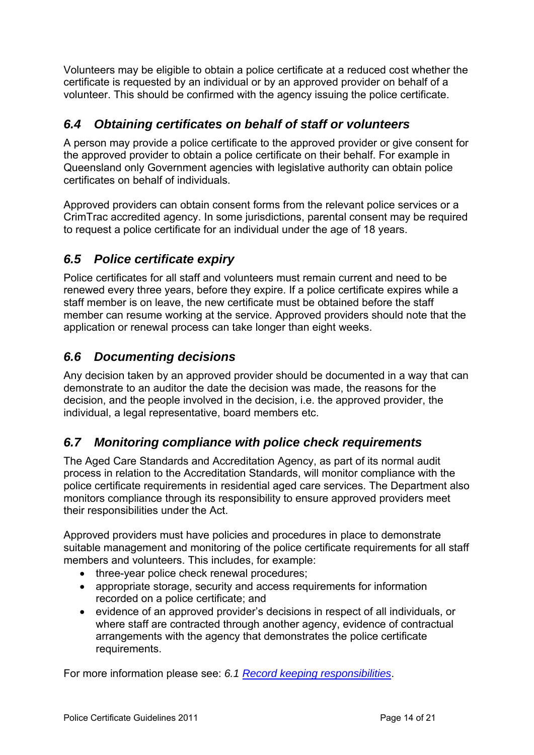Volunteers may be eligible to obtain a police certificate at a reduced cost whether the certificate is requested by an individual or by an approved provider on behalf of a volunteer. This should be confirmed with the agency issuing the police certificate.

## *6.4 Obtaining certificates on behalf of staff or volunteers*

A person may provide a police certificate to the approved provider or give consent for the approved provider to obtain a police certificate on their behalf. For example in Queensland only Government agencies with legislative authority can obtain police certificates on behalf of individuals.

Approved providers can obtain consent forms from the relevant police services or a CrimTrac accredited agency. In some jurisdictions, parental consent may be required to request a police certificate for an individual under the age of 18 years.

## *6.5 Police certificate expiry*

Police certificates for all staff and volunteers must remain current and need to be renewed every three years, before they expire. If a police certificate expires while a staff member is on leave, the new certificate must be obtained before the staff member can resume working at the service. Approved providers should note that the application or renewal process can take longer than eight weeks.

## *6.6 Documenting decisions*

Any decision taken by an approved provider should be documented in a way that can demonstrate to an auditor the date the decision was made, the reasons for the decision, and the people involved in the decision, i.e. the approved provider, the individual, a legal representative, board members etc.

## *6.7 Monitoring compliance with police check requirements*

The Aged Care Standards and Accreditation Agency, as part of its normal audit process in relation to the Accreditation Standards, will monitor compliance with the police certificate requirements in residential aged care services. The Department also monitors compliance through its responsibility to ensure approved providers meet their responsibilities under the Act.

Approved providers must have policies and procedures in place to demonstrate suitable management and monitoring of the police certificate requirements for all staff members and volunteers. This includes, for example:

- three-year police check renewal procedures;
- appropriate storage, security and access requirements for information recorded on a police certificate; and
- evidence of an approved provider's decisions in respect of all individuals, or where staff are contracted through another agency, evidence of contractual arrangements with the agency that demonstrates the police certificate requirements.

For more information please see: *6.1 Record keeping responsibilities*.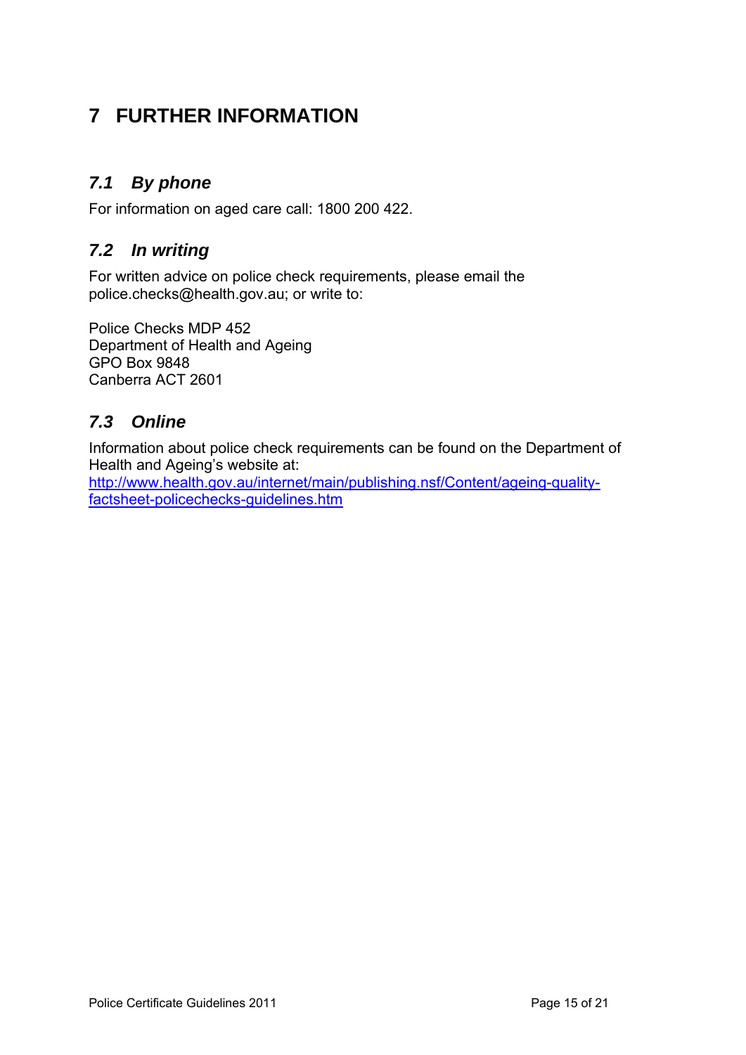# 7 FURTHER INFORMATION

## *7.1 By phone*

For information on aged care call: 1800 200 422.

## *7.2 In writing*

For written advice on police check requirements, please email the police.checks@health.gov.au; or write to:

Police Checks MDP 452
Department of Health and Ageing
GPO Box 9848
Canberra ACT 2601

## *7.3 Online*

Information about police check requirements can be found on the Department of Health and Ageing's website at:
http://www.health.gov.au/internet/main/publishing.nsf/Content/ageing-quality-factsheet-policechecks-guidelines.htm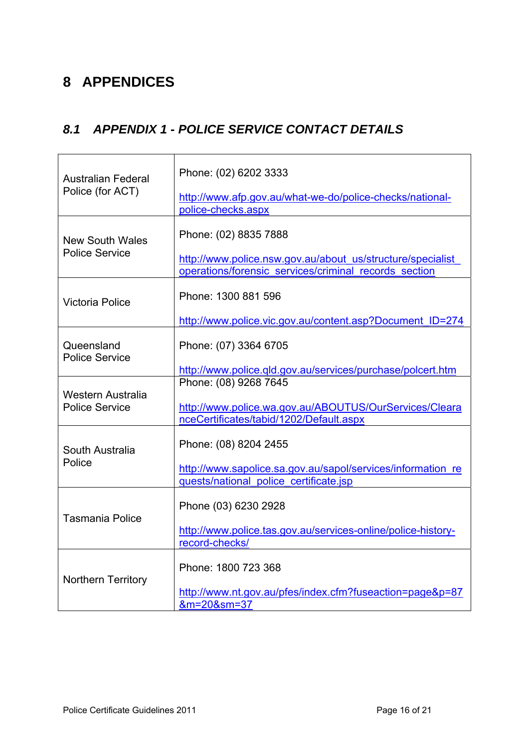# 8 APPENDICES

## 8.1 APPENDIX 1 - POLICE SERVICE CONTACT DETAILS

| | |
|---|---|
| Australian Federal Police (for ACT) | Phone: (02) 6202 3333<br><br>http://www.afp.gov.au/what-we-do/police-checks/national-police-checks.aspx |
| New South Wales Police Service | Phone: (02) 8835 7888<br><br>http://www.police.nsw.gov.au/about_us/structure/specialist_operations/forensic_services/criminal_records_section |
| Victoria Police | Phone: 1300 881 596<br><br>http://www.police.vic.gov.au/content.asp?Document_ID=274 |
| Queensland Police Service | Phone: (07) 3364 6705<br><br>http://www.police.qld.gov.au/services/purchase/polcert.htm |
| Western Australia Police Service | Phone: (08) 9268 7645<br><br>http://www.police.wa.gov.au/ABOUTUS/OurServices/ClearanceCertificates/tabid/1202/Default.aspx |
| South Australia Police | Phone: (08) 8204 2455<br><br>http://www.sapolice.sa.gov.au/sapol/services/information_requests/national_police_certificate.jsp |
| Tasmania Police | Phone (03) 6230 2928<br><br>http://www.police.tas.gov.au/services-online/police-history-record-checks/ |
| Northern Territory | Phone: 1800 723 368<br><br>http://www.nt.gov.au/pfes/index.cfm?fuseaction=page&p=87&m=20&sm=37 |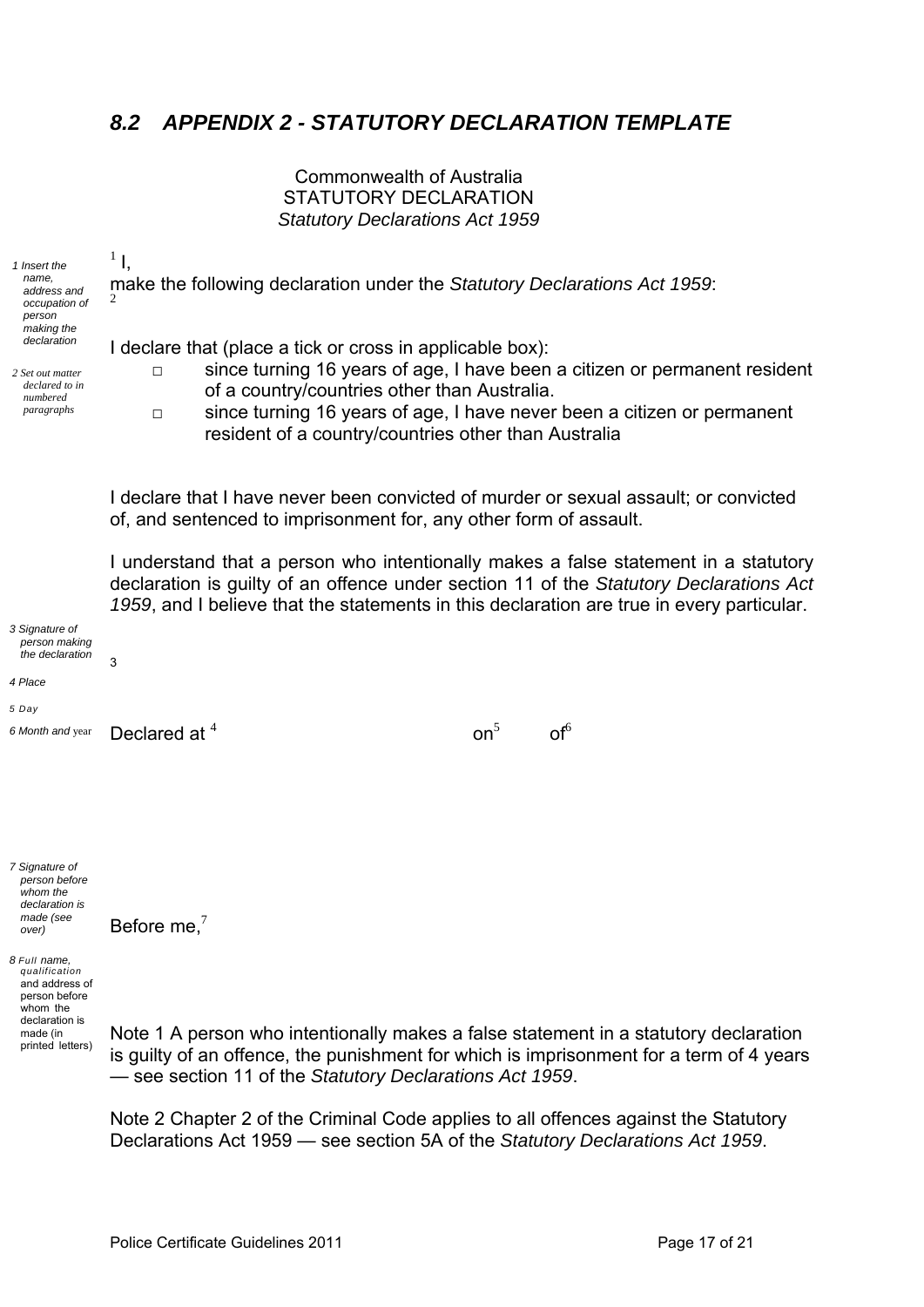## *8.2 APPENDIX 2 - STATUTORY DECLARATION TEMPLATE*

Commonwealth of Australia
STATUTORY DECLARATION
*Statutory Declarations Act 1959*

*1 Insert the name, address and occupation of person making the declaration*

*2 Set out matter declared to in numbered paragraphs*

[1] I,

make the following declaration under the *Statutory Declarations Act 1959*:
[2]

I declare that (place a tick or cross in applicable box):

- □ since turning 16 years of age, I have been a citizen or permanent resident of a country/countries other than Australia.
- □ since turning 16 years of age, I have never been a citizen or permanent resident of a country/countries other than Australia

I declare that I have never been convicted of murder or sexual assault; or convicted of, and sentenced to imprisonment for, any other form of assault.

I understand that a person who intentionally makes a false statement in a statutory declaration is guilty of an offence under section 11 of the *Statutory Declarations Act 1959*, and I believe that the statements in this declaration are true in every particular.

*3 Signature of person making the declaration*

[3]

*4 Place*

*5 Day*

*6 Month and year*

Declared at [4] on[5] of[6]

*7 Signature of person before whom the declaration is made (see over)*

Before me,[7]

*8 Full name, qualification and address of person before whom the declaration is made (in printed letters)*

Note 1 A person who intentionally makes a false statement in a statutory declaration is guilty of an offence, the punishment for which is imprisonment for a term of 4 years — see section 11 of the *Statutory Declarations Act 1959*.

Note 2 Chapter 2 of the Criminal Code applies to all offences against the Statutory Declarations Act 1959 — see section 5A of the *Statutory Declarations Act 1959*.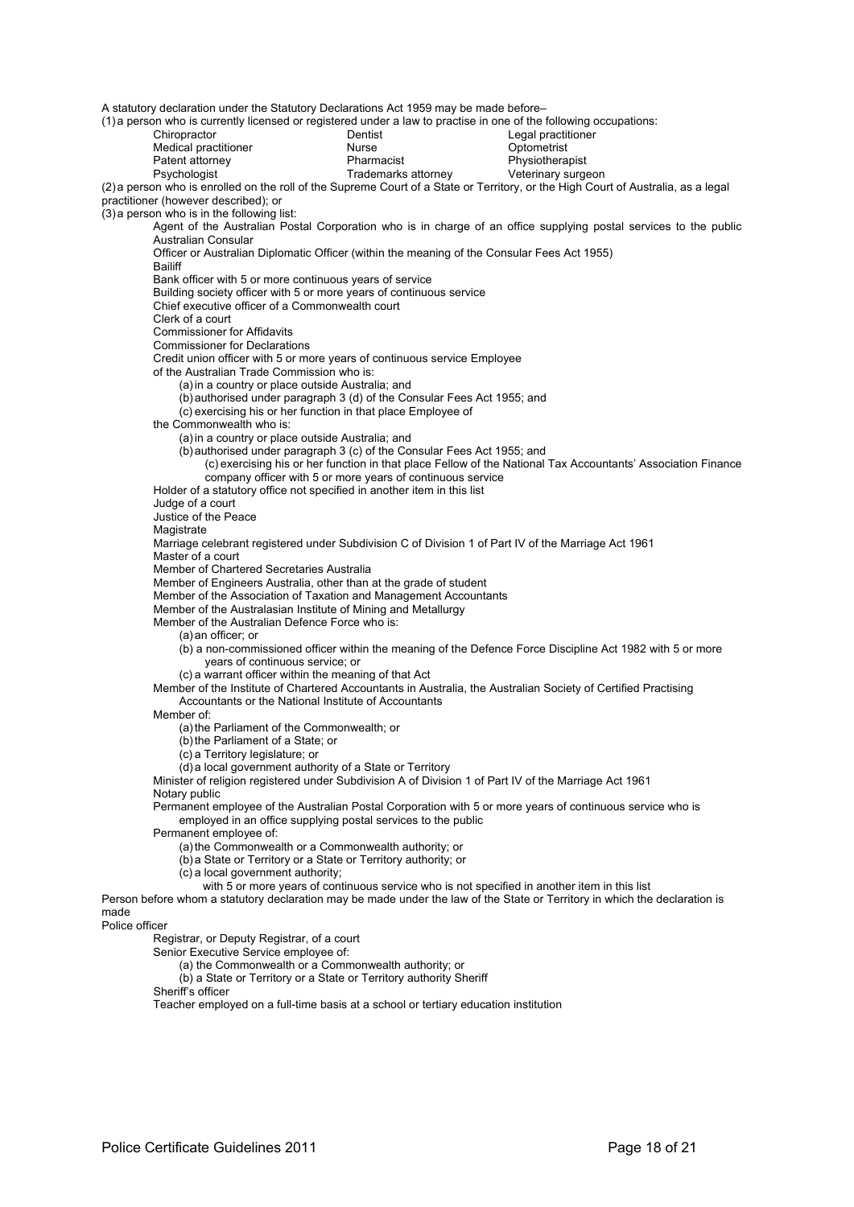A statutory declaration under the Statutory Declarations Act 1959 may be made before–

(1) a person who is currently licensed or registered under a law to practise in one of the following occupations:

| | | |
|---|---|---|
| Chiropractor | Dentist | Legal practitioner |
| Medical practitioner | Nurse | Optometrist |
| Patent attorney | Pharmacist | Physiotherapist |
| Psychologist | Trademarks attorney | Veterinary surgeon |

(2) a person who is enrolled on the roll of the Supreme Court of a State or Territory, or the High Court of Australia, as a legal practitioner (however described); or

(3) a person who is in the following list:

- Agent of the Australian Postal Corporation who is in charge of an office supplying postal services to the public
- Australian Consular Officer or Australian Diplomatic Officer (within the meaning of the Consular Fees Act 1955)
- Bailiff
- Bank officer with 5 or more continuous years of service
- Building society officer with 5 or more years of continuous service
- Chief executive officer of a Commonwealth court
- Clerk of a court
- Commissioner for Affidavits
- Commissioner for Declarations
- Credit union officer with 5 or more years of continuous service
- Employee of the Australian Trade Commission who is:
  - (a) in a country or place outside Australia; and
  - (b) authorised under paragraph 3 (d) of the Consular Fees Act 1955; and
  - (c) exercising his or her function in that place
- Employee of the Commonwealth who is:
  - (a) in a country or place outside Australia; and
  - (b) authorised under paragraph 3 (c) of the Consular Fees Act 1955; and
  - (c) exercising his or her function in that place
- Fellow of the National Tax Accountants' Association
- Finance company officer with 5 or more years of continuous service
- Holder of a statutory office not specified in another item in this list
- Judge of a court
- Justice of the Peace
- Magistrate
- Marriage celebrant registered under Subdivision C of Division 1 of Part IV of the Marriage Act 1961
- Master of a court
- Member of Chartered Secretaries Australia
- Member of Engineers Australia, other than at the grade of student
- Member of the Association of Taxation and Management Accountants
- Member of the Australasian Institute of Mining and Metallurgy
- Member of the Australian Defence Force who is:
  - (a) an officer; or
  - (b) a non-commissioned officer within the meaning of the Defence Force Discipline Act 1982 with 5 or more years of continuous service; or
  - (c) a warrant officer within the meaning of that Act
- Member of the Institute of Chartered Accountants in Australia, the Australian Society of Certified Practising Accountants or the National Institute of Accountants
- Member of:
  - (a) the Parliament of the Commonwealth; or
  - (b) the Parliament of a State; or
  - (c) a Territory legislature; or
  - (d) a local government authority of a State or Territory
- Minister of religion registered under Subdivision A of Division 1 of Part IV of the Marriage Act 1961
- Notary public
- Permanent employee of the Australian Postal Corporation with 5 or more years of continuous service who is employed in an office supplying postal services to the public
- Permanent employee of:
  - (a) the Commonwealth or a Commonwealth authority; or
  - (b) a State or Territory or a State or Territory authority; or
  - (c) a local government authority;

  with 5 or more years of continuous service who is not specified in another item in this list
- Person before whom a statutory declaration may be made under the law of the State or Territory in which the declaration is made
- Police officer
- Registrar, or Deputy Registrar, of a court
- Senior Executive Service employee of:
  - (a) the Commonwealth or a Commonwealth authority; or
  - (b) a State or Territory or a State or Territory authority
- Sheriff
- Sheriff's officer
- Teacher employed on a full-time basis at a school or tertiary education institution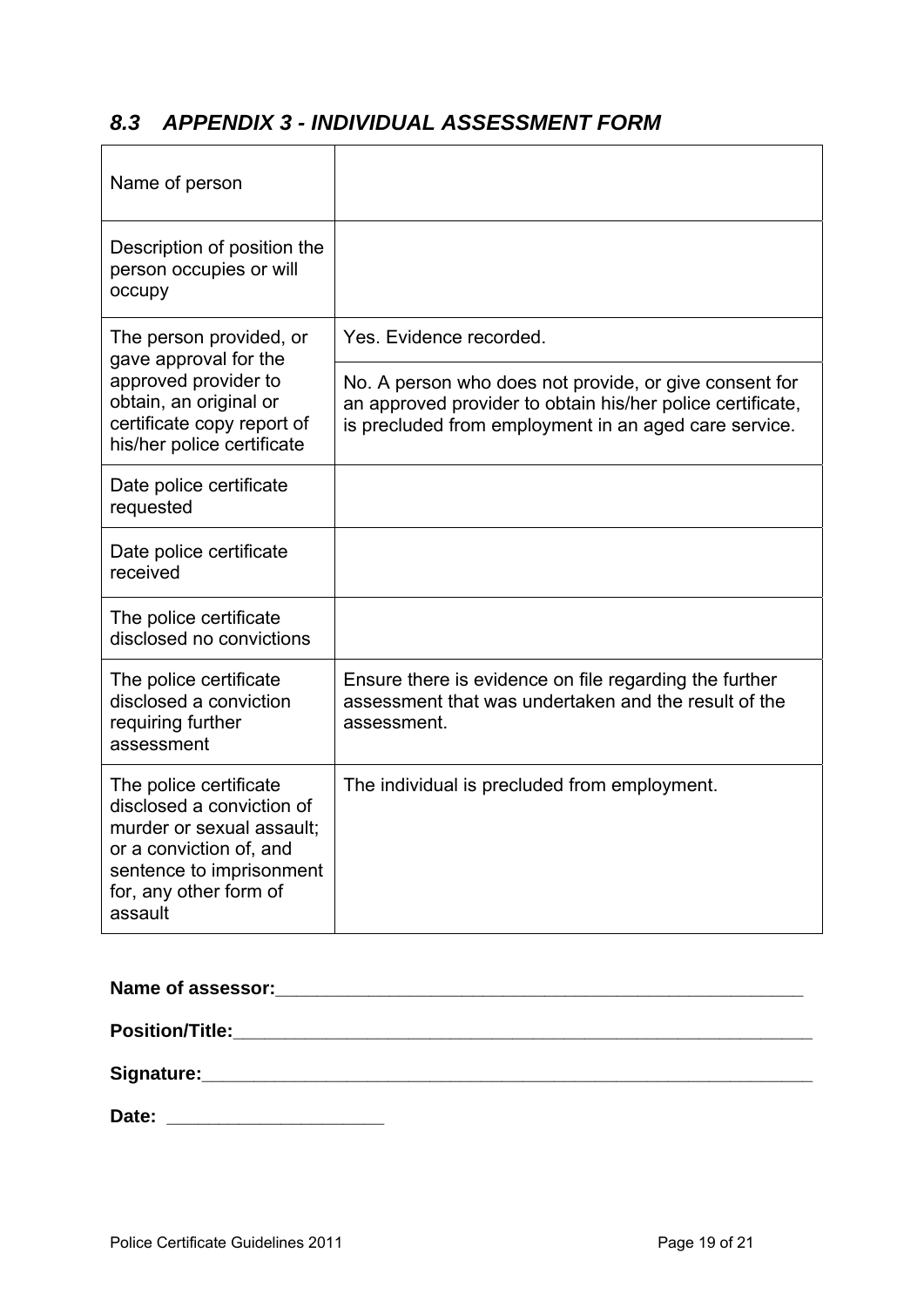## *8.3 APPENDIX 3 - INDIVIDUAL ASSESSMENT FORM*

| | |
|---|---|
| Name of person | |
| Description of position the person occupies or will occupy | |
| The person provided, or gave approval for the approved provider to obtain, an original or certificate copy report of his/her police certificate | Yes. Evidence recorded. |
| | No. A person who does not provide, or give consent for an approved provider to obtain his/her police certificate, is precluded from employment in an aged care service. |
| Date police certificate requested | |
| Date police certificate received | |
| The police certificate disclosed no convictions | |
| The police certificate disclosed a conviction requiring further assessment | Ensure there is evidence on file regarding the further assessment that was undertaken and the result of the assessment. |
| The police certificate disclosed a conviction of murder or sexual assault; or a conviction of, and sentence to imprisonment for, any other form of assault | The individual is precluded from employment. |

**Name of assessor:**_______________________________________________

**Position/Title:**_______________________________________________

**Signature:**_______________________________________________

**Date:** ____________________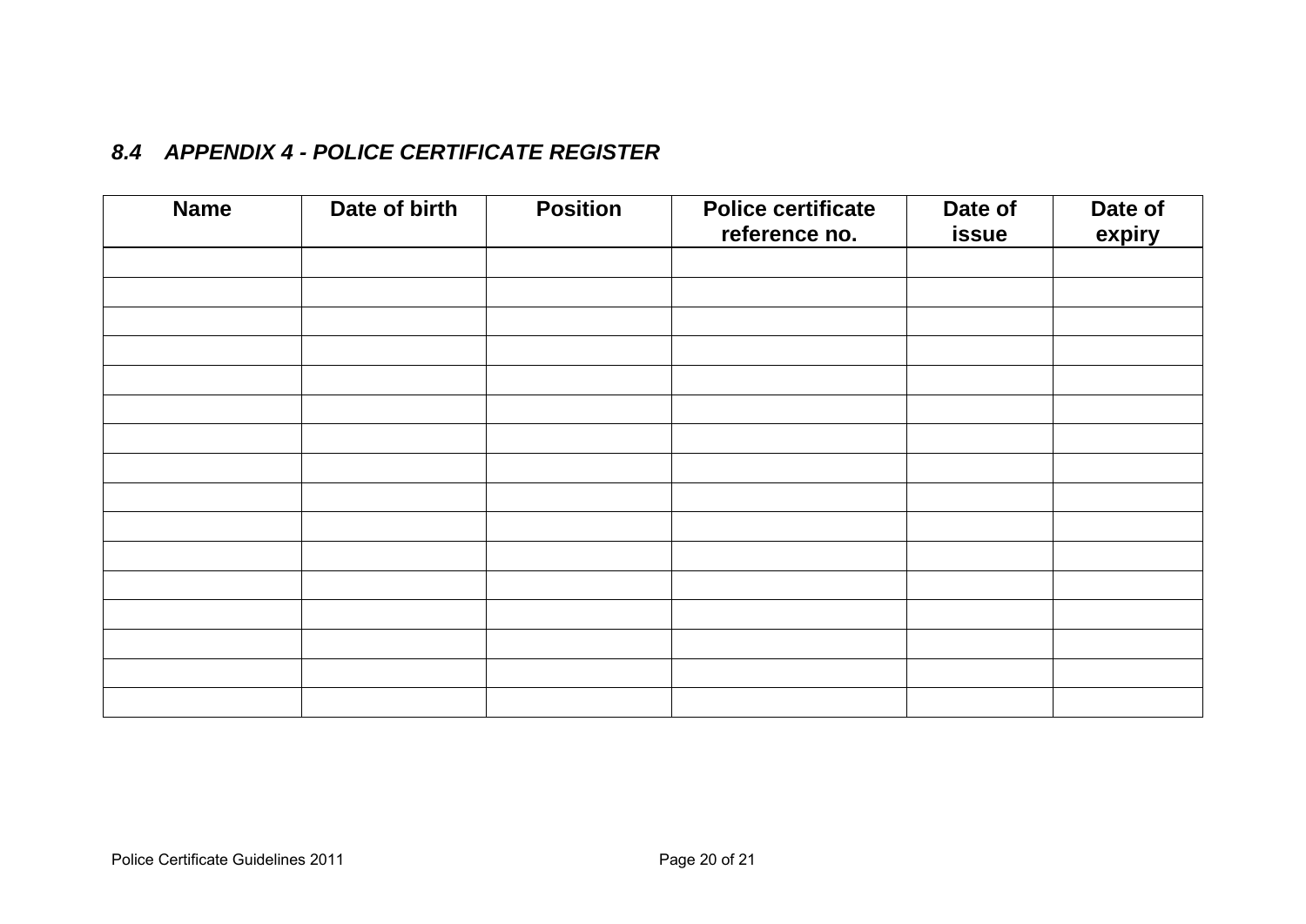### *8.4 APPENDIX 4 - POLICE CERTIFICATE REGISTER*

| Name | Date of birth | Position | Police certificate reference no. | Date of issue | Date of expiry |
|---|---|---|---|---|---|
| | | | | | |
| | | | | | |
| | | | | | |
| | | | | | |
| | | | | | |
| | | | | | |
| | | | | | |
| | | | | | |
| | | | | | |
| | | | | | |
| | | | | | |
| | | | | | |
| | | | | | |
| | | | | | |
| | | | | | |
| | | | | | |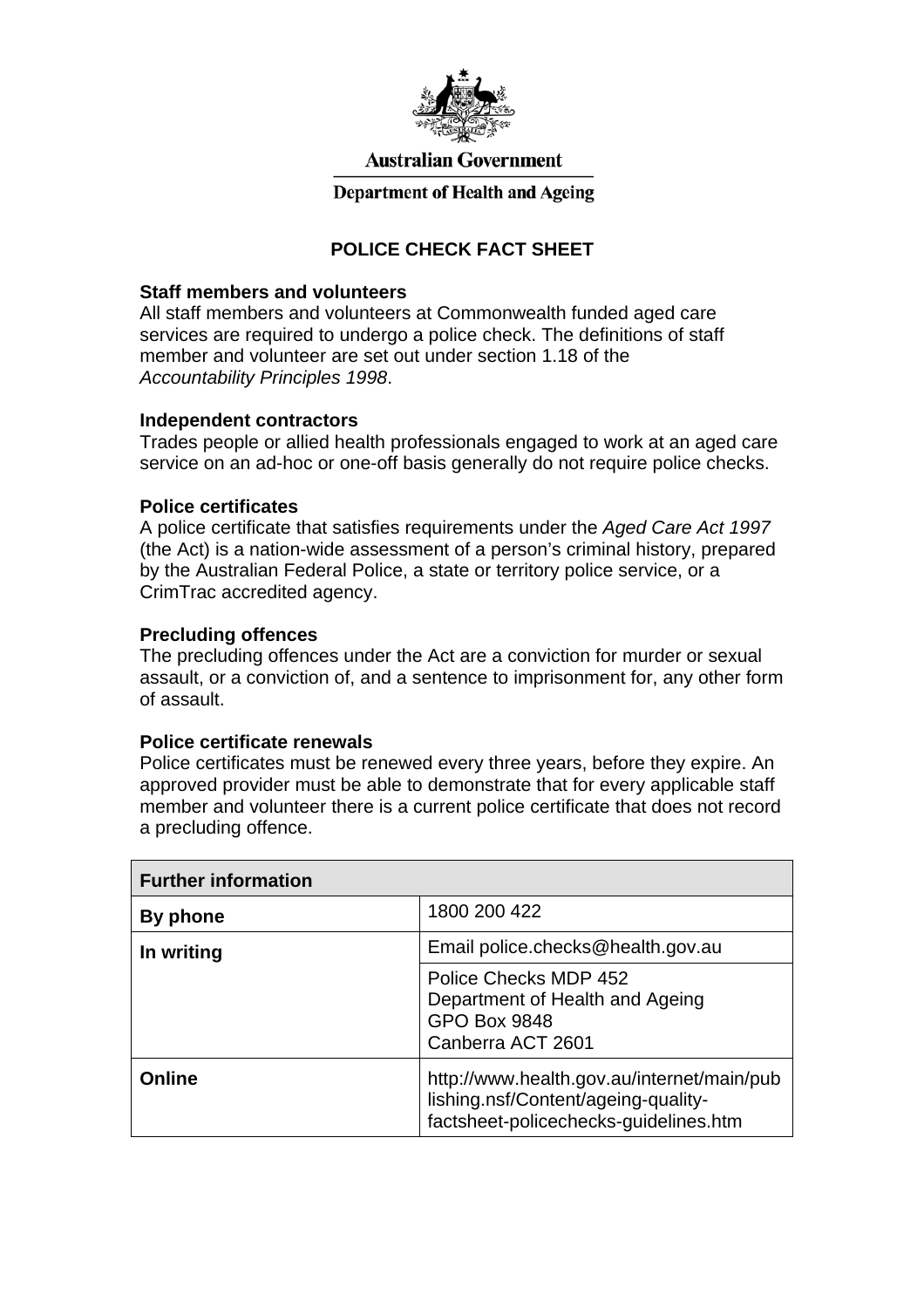Australian Government

Department of Health and Ageing

# POLICE CHECK FACT SHEET

**Staff members and volunteers**

All staff members and volunteers at Commonwealth funded aged care services are required to undergo a police check. The definitions of staff member and volunteer are set out under section 1.18 of the *Accountability Principles 1998*.

**Independent contractors**

Trades people or allied health professionals engaged to work at an aged care service on an ad-hoc or one-off basis generally do not require police checks.

**Police certificates**

A police certificate that satisfies requirements under the *Aged Care Act 1997* (the Act) is a nation-wide assessment of a person's criminal history, prepared by the Australian Federal Police, a state or territory police service, or a CrimTrac accredited agency.

**Precluding offences**

The precluding offences under the Act are a conviction for murder or sexual assault, or a conviction of, and a sentence to imprisonment for, any other form of assault.

**Police certificate renewals**

Police certificates must be renewed every three years, before they expire. An approved provider must be able to demonstrate that for every applicable staff member and volunteer there is a current police certificate that does not record a precluding offence.

| **Further information** | |
|---|---|
| **By phone** | 1800 200 422 |
| **In writing** | Email police.checks@health.gov.au |
| | Police Checks MDP 452<br>Department of Health and Ageing<br>GPO Box 9848<br>Canberra ACT 2601 |
| **Online** | http://www.health.gov.au/internet/main/publishing.nsf/Content/ageing-quality-factsheet-policechecks-guidelines.htm |